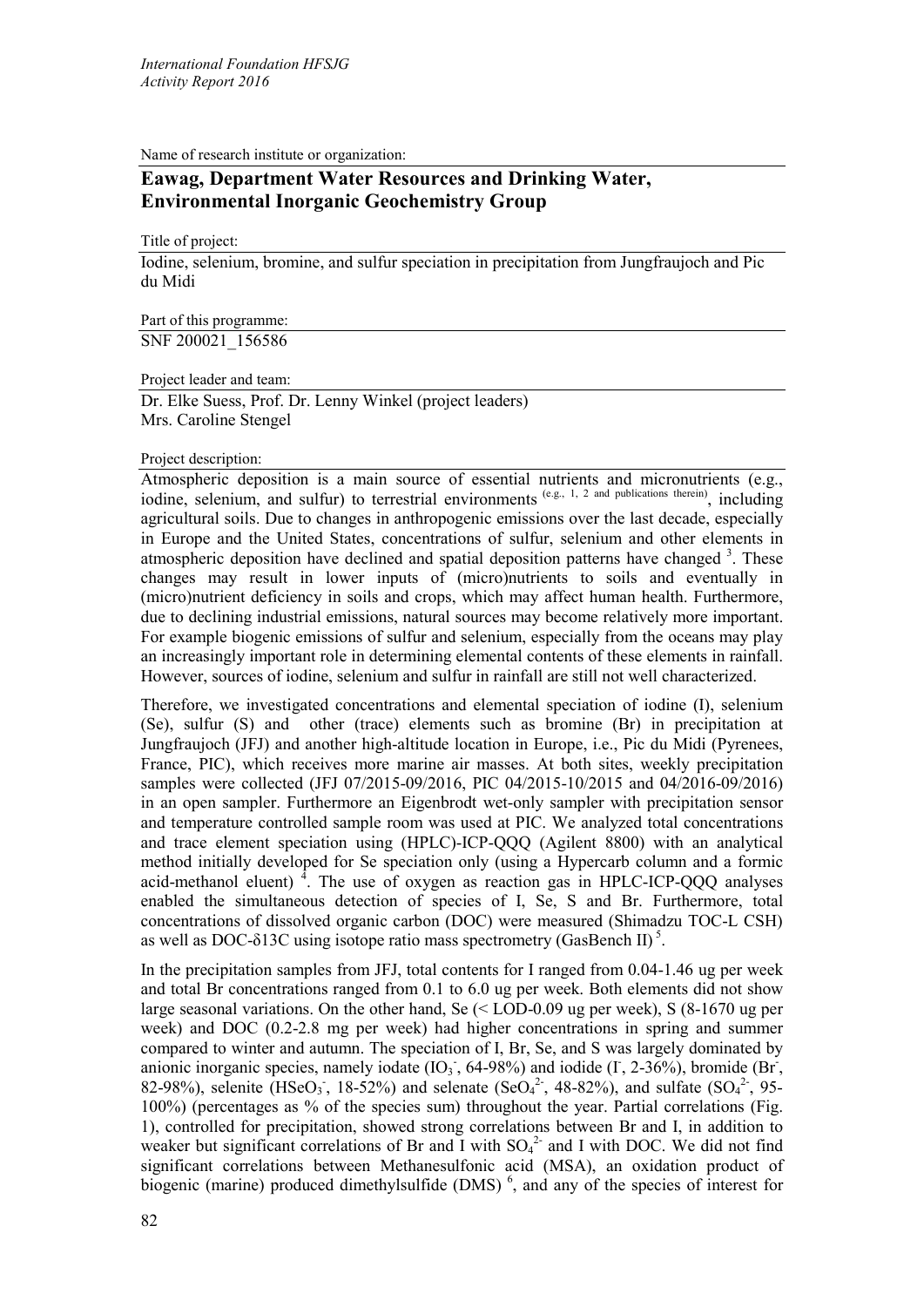Name of research institute or organization:

## Eawag, Department Water Resources and Drinking Water, Environmental Inorganic Geochemistry Group

Title of project:

Iodine, selenium, bromine, and sulfur speciation in precipitation from Jungfraujoch and Pic du Midi

Part of this programme:

SNF 200021_156586

Project leader and team:

Dr. Elke Suess, Prof. Dr. Lenny Winkel (project leaders)
Mrs. Caroline Stengel

Project description:

Atmospheric deposition is a main source of essential nutrients and micronutrients (e.g., iodine, selenium, and sulfur) to terrestrial environments [e.g., 1, 2 and publications therein], including agricultural soils. Due to changes in anthropogenic emissions over the last decade, especially in Europe and the United States, concentrations of sulfur, selenium and other elements in atmospheric deposition have declined and spatial deposition patterns have changed [3]. These changes may result in lower inputs of (micro)nutrients to soils and eventually in (micro)nutrient deficiency in soils and crops, which may affect human health. Furthermore, due to declining industrial emissions, natural sources may become relatively more important. For example biogenic emissions of sulfur and selenium, especially from the oceans may play an increasingly important role in determining elemental contents of these elements in rainfall. However, sources of iodine, selenium and sulfur in rainfall are still not well characterized.

Therefore, we investigated concentrations and elemental speciation of iodine (I), selenium (Se), sulfur (S) and other (trace) elements such as bromine (Br) in precipitation at Jungfraujoch (JFJ) and another high-altitude location in Europe, i.e., Pic du Midi (Pyrenees, France, PIC), which receives more marine air masses. At both sites, weekly precipitation samples were collected (JFJ 07/2015-09/2016, PIC 04/2015-10/2015 and 04/2016-09/2016) in an open sampler. Furthermore an Eigenbrodt wet-only sampler with precipitation sensor and temperature controlled sample room was used at PIC. We analyzed total concentrations and trace element speciation using (HPLC)-ICP-QQQ (Agilent 8800) with an analytical method initially developed for Se speciation only (using a Hypercarb column and a formic acid-methanol eluent) [4]. The use of oxygen as reaction gas in HPLC-ICP-QQQ analyses enabled the simultaneous detection of species of I, Se, S and Br. Furthermore, total concentrations of dissolved organic carbon (DOC) were measured (Shimadzu TOC-L CSH) as well as DOC-$\delta$13C using isotope ratio mass spectrometry (GasBench II) [5].

In the precipitation samples from JFJ, total contents for I ranged from 0.04-1.46 ug per week and total Br concentrations ranged from 0.1 to 6.0 ug per week. Both elements did not show large seasonal variations. On the other hand, Se (< LOD-0.09 ug per week), S (8-1670 ug per week) and DOC (0.2-2.8 mg per week) had higher concentrations in spring and summer compared to winter and autumn. The speciation of I, Br, Se, and S was largely dominated by anionic inorganic species, namely iodate ($IO_3^-$, 64-98%) and iodide ($I^-$, 2-36%), bromide ($Br^-$, 82-98%), selenite ($HSeO_3^-$, 18-52%) and selenate ($SeO_4^{2-}$, 48-82%), and sulfate ($SO_4^{2-}$, 95-100%) (percentages as % of the species sum) throughout the year. Partial correlations (Fig. 1), controlled for precipitation, showed strong correlations between Br and I, in addition to weaker but significant correlations of Br and I with $SO_4^{2-}$ and I with DOC. We did not find significant correlations between Methanesulfonic acid (MSA), an oxidation product of biogenic (marine) produced dimethylsulfide (DMS) [6], and any of the species of interest for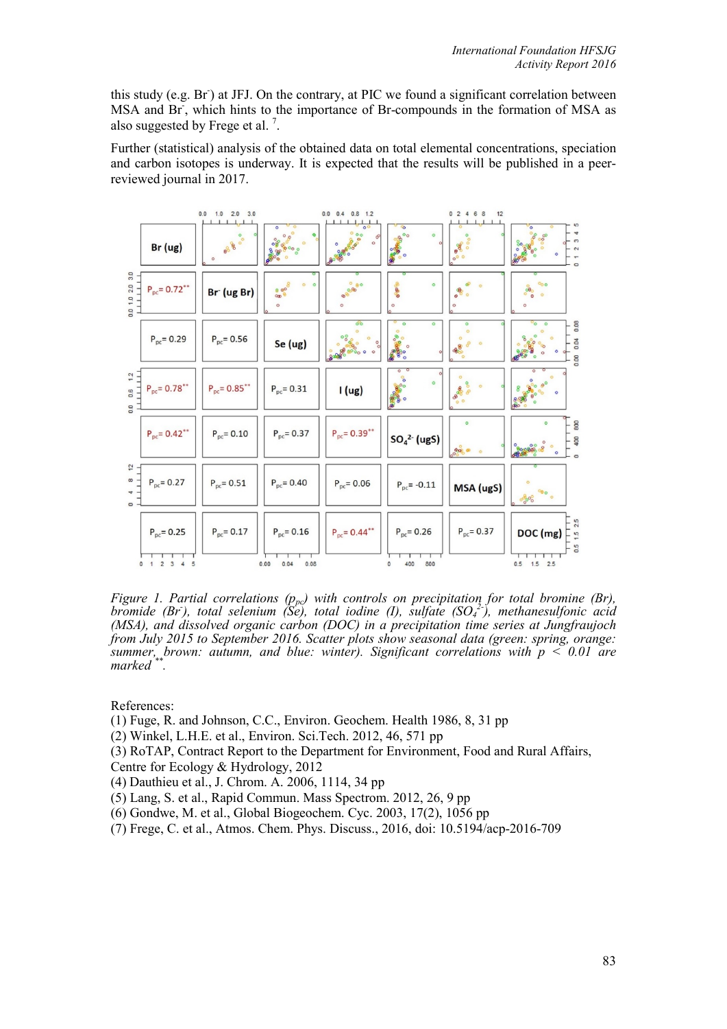this study (e.g. $Br^-$) at JFJ. On the contrary, at PIC we found a significant correlation between MSA and $Br^-$, which hints to the importance of Br-compounds in the formation of MSA as also suggested by Frege et al. [7].

Further (statistical) analysis of the obtained data on total elemental concentrations, speciation and carbon isotopes is underway. It is expected that the results will be published in a peer-reviewed journal in 2017.

*Figure 1. Partial correlations ($p_{pc}$) with controls on precipitation for total bromine (Br), bromide ($Br^-$), total selenium (Se), total iodine (I), sulfate ($SO_4^{2-}$), methanesulfonic acid (MSA), and dissolved organic carbon (DOC) in a precipitation time series at Jungfraujoch from July 2015 to September 2016. Scatter plots show seasonal data (green: spring, orange: summer, brown: autumn, and blue: winter). Significant correlations with $p < 0.01$ are marked \*\*.*

References:

(1) Fuge, R. and Johnson, C.C., Environ. Geochem. Health 1986, 8, 31 pp
(2) Winkel, L.H.E. et al., Environ. Sci.Tech. 2012, 46, 571 pp
(3) RoTAP, Contract Report to the Department for Environment, Food and Rural Affairs, Centre for Ecology & Hydrology, 2012
(4) Dauthieu et al., J. Chrom. A. 2006, 1114, 34 pp
(5) Lang, S. et al., Rapid Commun. Mass Spectrom. 2012, 26, 9 pp
(6) Gondwe, M. et al., Global Biogeochem. Cyc. 2003, 17(2), 1056 pp
(7) Frege, C. et al., Atmos. Chem. Phys. Discuss., 2016, doi: 10.5194/acp-2016-709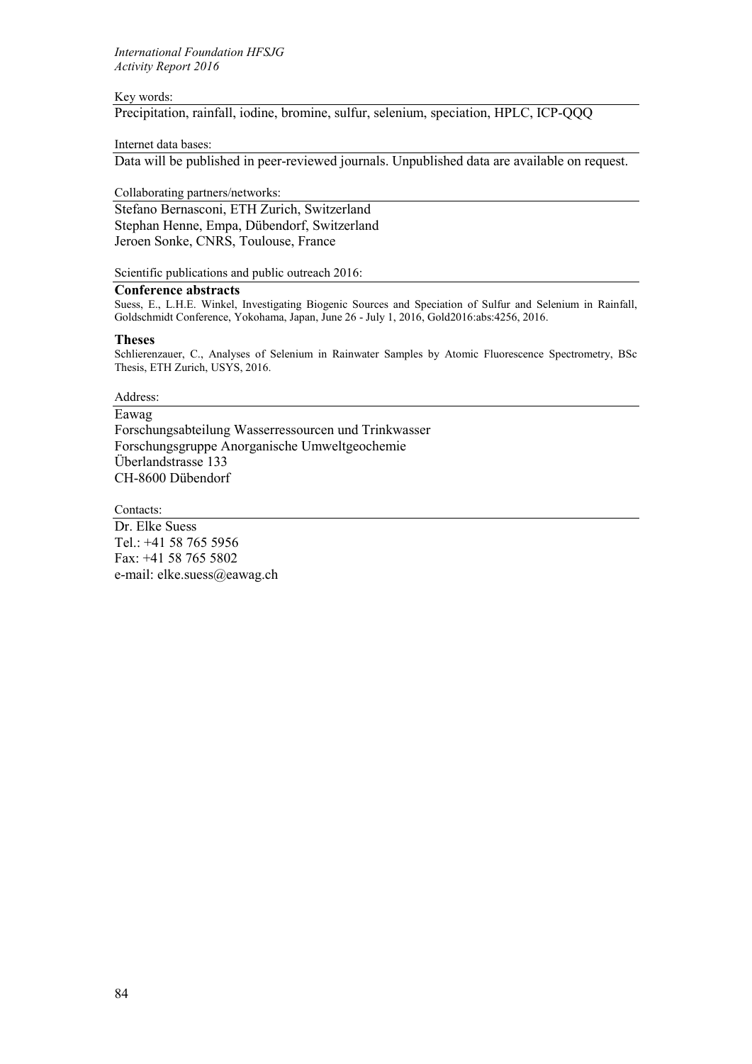Key words:

Precipitation, rainfall, iodine, bromine, sulfur, selenium, speciation, HPLC, ICP-QQQ

Internet data bases:

Data will be published in peer-reviewed journals. Unpublished data are available on request.

Collaborating partners/networks:

Stefano Bernasconi, ETH Zurich, Switzerland
Stephan Henne, Empa, Dübendorf, Switzerland
Jeroen Sonke, CNRS, Toulouse, France

Scientific publications and public outreach 2016:

**Conference abstracts**

Suess, E., L.H.E. Winkel, Investigating Biogenic Sources and Speciation of Sulfur and Selenium in Rainfall, Goldschmidt Conference, Yokohama, Japan, June 26 - July 1, 2016, Gold2016:abs:4256, 2016.

**Theses**

Schlierenzauer, C., Analyses of Selenium in Rainwater Samples by Atomic Fluorescence Spectrometry, BSc Thesis, ETH Zurich, USYS, 2016.

Address:

Eawag
Forschungsabteilung Wasserressourcen und Trinkwasser
Forschungsgruppe Anorganische Umweltgeochemie
Überlandstrasse 133
CH-8600 Dübendorf

Contacts:

Dr. Elke Suess
Tel.: +41 58 765 5956
Fax: +41 58 765 5802
e-mail: elke.suess@eawag.ch